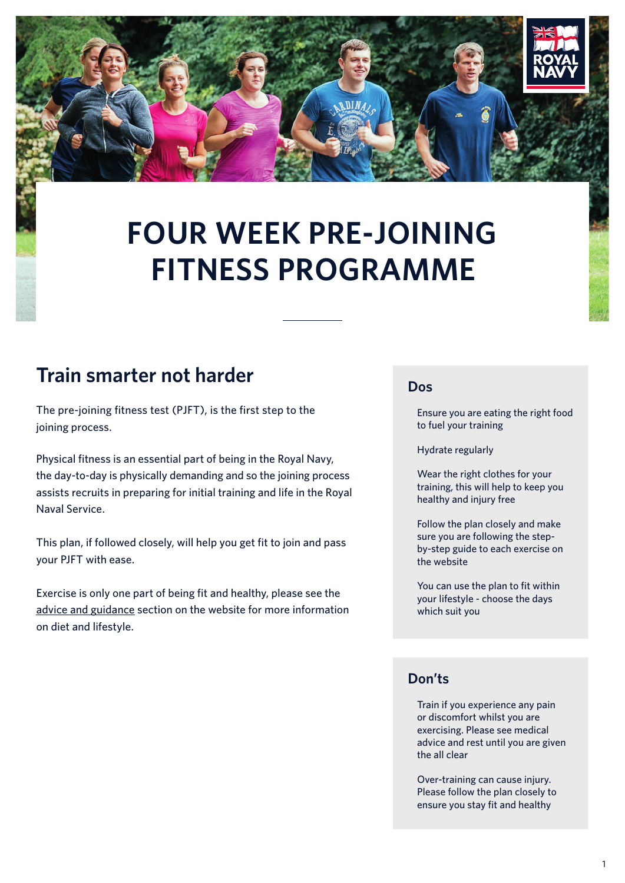# FOUR WEEK PRE-JOINING FITNESS PROGRAMME

## Train smarter not harder

The pre-joining fitness test (PJFT), is the first step to the joining process.

Physical fitness is an essential part of being in the Royal Navy, the day-to-day is physically demanding and so the joining process assists recruits in preparing for initial training and life in the Royal Naval Service.

This plan, if followed closely, will help you get fit to join and pass your PJFT with ease.

Exercise is only one part of being fit and healthy, please see the advice and guidance section on the website for more information on diet and lifestyle.

### Dos

- Ensure you are eating the right food to fuel your training
- Hydrate regularly
- Wear the right clothes for your training, this will help to keep you healthy and injury free
- Follow the plan closely and make sure you are following the step-by-step guide to each exercise on the website
- You can use the plan to fit within your lifestyle - choose the days which suit you

### Don'ts

- Train if you experience any pain or discomfort whilst you are exercising. Please see medical advice and rest until you are given the all clear
- Over-training can cause injury. Please follow the plan closely to ensure you stay fit and healthy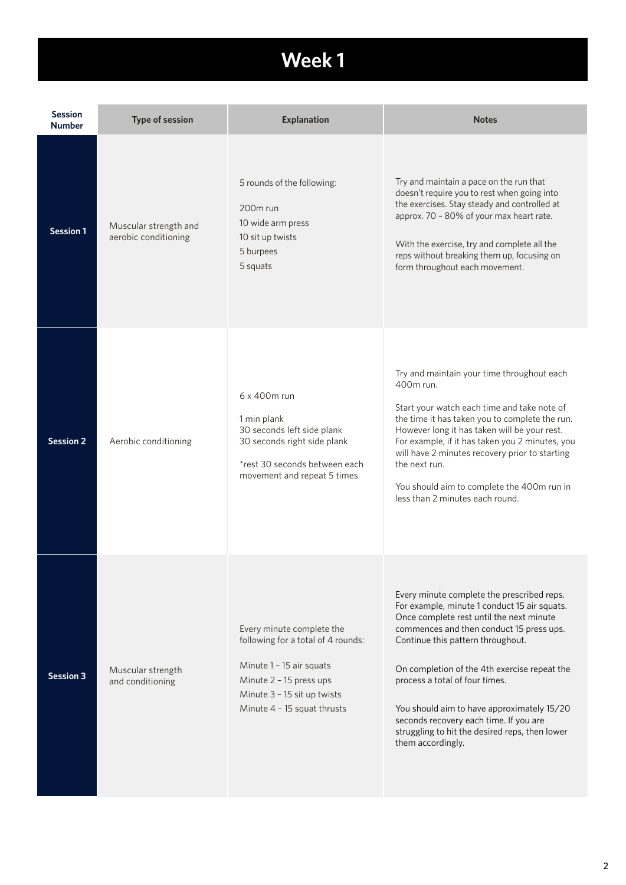# Week 1

| Session Number | Type of session | Explanation | Notes |
| --- | --- | --- | --- |
| **Session 1** | Muscular strength and aerobic conditioning | 5 rounds of the following:<br><br>200m run<br>10 wide arm press<br>10 sit up twists<br>5 burpees<br>5 squats | Try and maintain a pace on the run that doesn't require you to rest when going into the exercises. Stay steady and controlled at approx. 70 – 80% of your max heart rate.<br><br>With the exercise, try and complete all the reps without breaking them up, focusing on form throughout each movement. |
| **Session 2** | Aerobic conditioning | 6 x 400m run<br><br>1 min plank<br>30 seconds left side plank<br>30 seconds right side plank<br><br>*rest 30 seconds between each movement and repeat 5 times. | Try and maintain your time throughout each 400m run.<br><br>Start your watch each time and take note of the time it has taken you to complete the run. However long it has taken will be your rest. For example, if it has taken you 2 minutes, you will have 2 minutes recovery prior to starting the next run.<br><br>You should aim to complete the 400m run in less than 2 minutes each round. |
| **Session 3** | Muscular strength and conditioning | Every minute complete the following for a total of 4 rounds:<br><br>Minute 1 – 15 air squats<br>Minute 2 – 15 press ups<br>Minute 3 – 15 sit up twists<br>Minute 4 – 15 squat thrusts | Every minute complete the prescribed reps. For example, minute 1 conduct 15 air squats. Once complete rest until the next minute commences and then conduct 15 press ups. Continue this pattern throughout.<br><br>On completion of the 4th exercise repeat the process a total of four times.<br><br>You should aim to have approximately 15/20 seconds recovery each time. If you are struggling to hit the desired reps, then lower them accordingly. |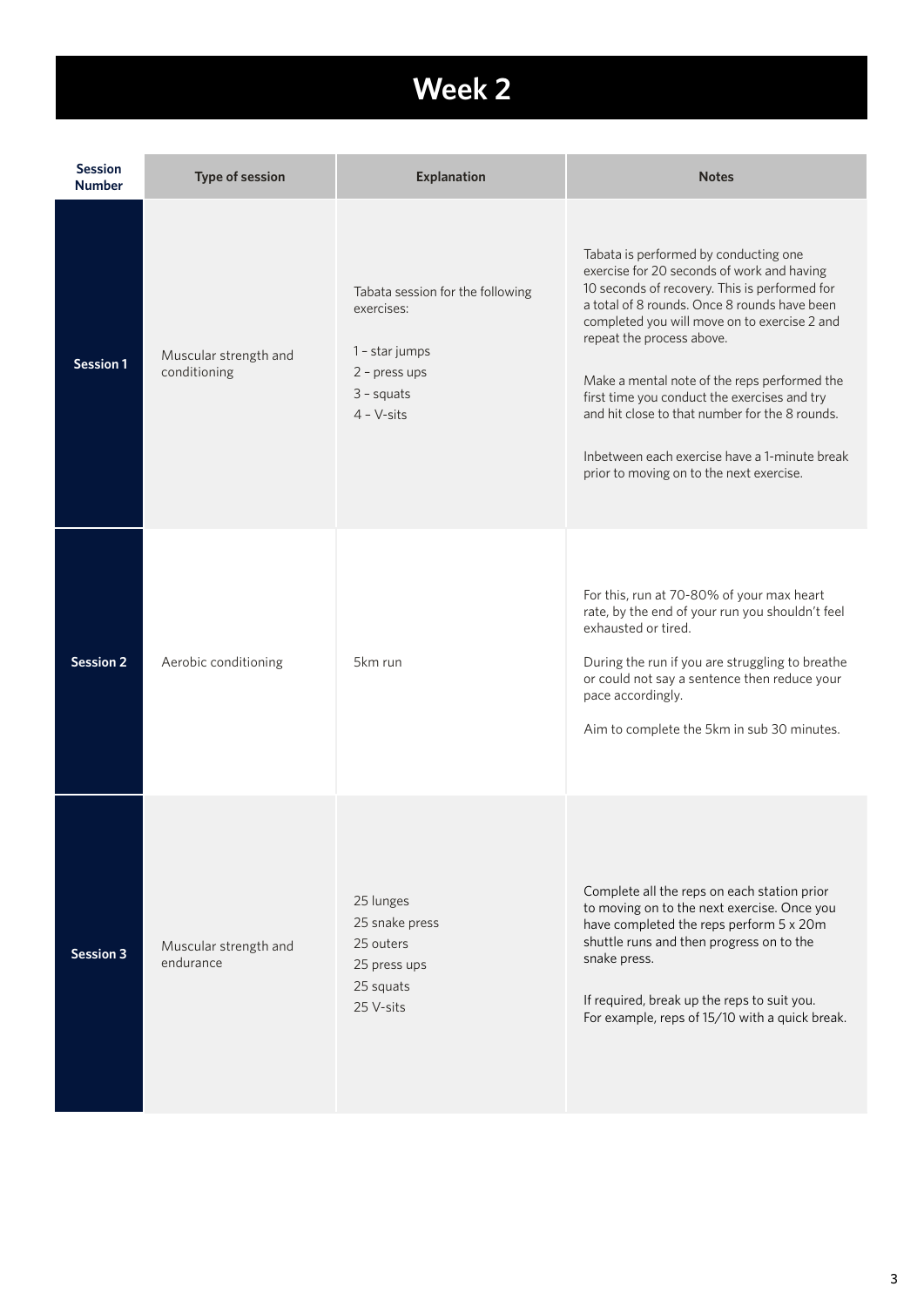# Week 2

| Session Number | Type of session | Explanation | Notes |
|---|---|---|---|
| **Session 1** | Muscular strength and conditioning | Tabata session for the following exercises:<br><br>1 – star jumps<br>2 – press ups<br>3 – squats<br>4 – V-sits | Tabata is performed by conducting one exercise for 20 seconds of work and having 10 seconds of recovery. This is performed for a total of 8 rounds. Once 8 rounds have been completed you will move on to exercise 2 and repeat the process above.<br><br>Make a mental note of the reps performed the first time you conduct the exercises and try and hit close to that number for the 8 rounds.<br><br>Inbetween each exercise have a 1-minute break prior to moving on to the next exercise. |
| **Session 2** | Aerobic conditioning | 5km run | For this, run at 70-80% of your max heart rate, by the end of your run you shouldn't feel exhausted or tired.<br><br>During the run if you are struggling to breathe or could not say a sentence then reduce your pace accordingly.<br><br>Aim to complete the 5km in sub 30 minutes. |
| **Session 3** | Muscular strength and endurance | 25 lunges<br>25 snake press<br>25 outers<br>25 press ups<br>25 squats<br>25 V-sits | Complete all the reps on each station prior to moving on to the next exercise. Once you have completed the reps perform 5 x 20m shuttle runs and then progress on to the snake press.<br><br>If required, break up the reps to suit you. For example, reps of 15/10 with a quick break. |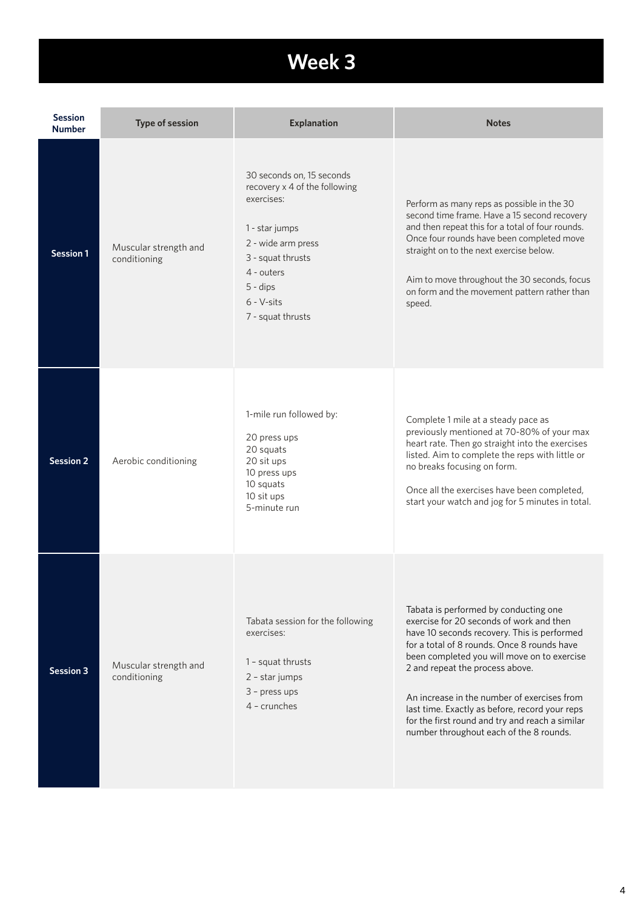# Week 3

| Session Number | Type of session | Explanation | Notes |
| --- | --- | --- | --- |
| **Session 1** | Muscular strength and conditioning | 30 seconds on, 15 seconds recovery x 4 of the following exercises:<br><br>1 - star jumps<br>2 - wide arm press<br>3 - squat thrusts<br>4 - outers<br>5 - dips<br>6 - V-sits<br>7 - squat thrusts | Perform as many reps as possible in the 30 second time frame. Have a 15 second recovery and then repeat this for a total of four rounds. Once four rounds have been completed move straight on to the next exercise below.<br><br>Aim to move throughout the 30 seconds, focus on form and the movement pattern rather than speed. |
| **Session 2** | Aerobic conditioning | 1-mile run followed by:<br><br>20 press ups<br>20 squats<br>20 sit ups<br>10 press ups<br>10 squats<br>10 sit ups<br>5-minute run | Complete 1 mile at a steady pace as previously mentioned at 70-80% of your max heart rate. Then go straight into the exercises listed. Aim to complete the reps with little or no breaks focusing on form.<br><br>Once all the exercises have been completed, start your watch and jog for 5 minutes in total. |
| **Session 3** | Muscular strength and conditioning | Tabata session for the following exercises:<br><br>1 – squat thrusts<br>2 – star jumps<br>3 – press ups<br>4 – crunches | Tabata is performed by conducting one exercise for 20 seconds of work and then have 10 seconds recovery. This is performed for a total of 8 rounds. Once 8 rounds have been completed you will move on to exercise 2 and repeat the process above.<br><br>An increase in the number of exercises from last time. Exactly as before, record your reps for the first round and try and reach a similar number throughout each of the 8 rounds. |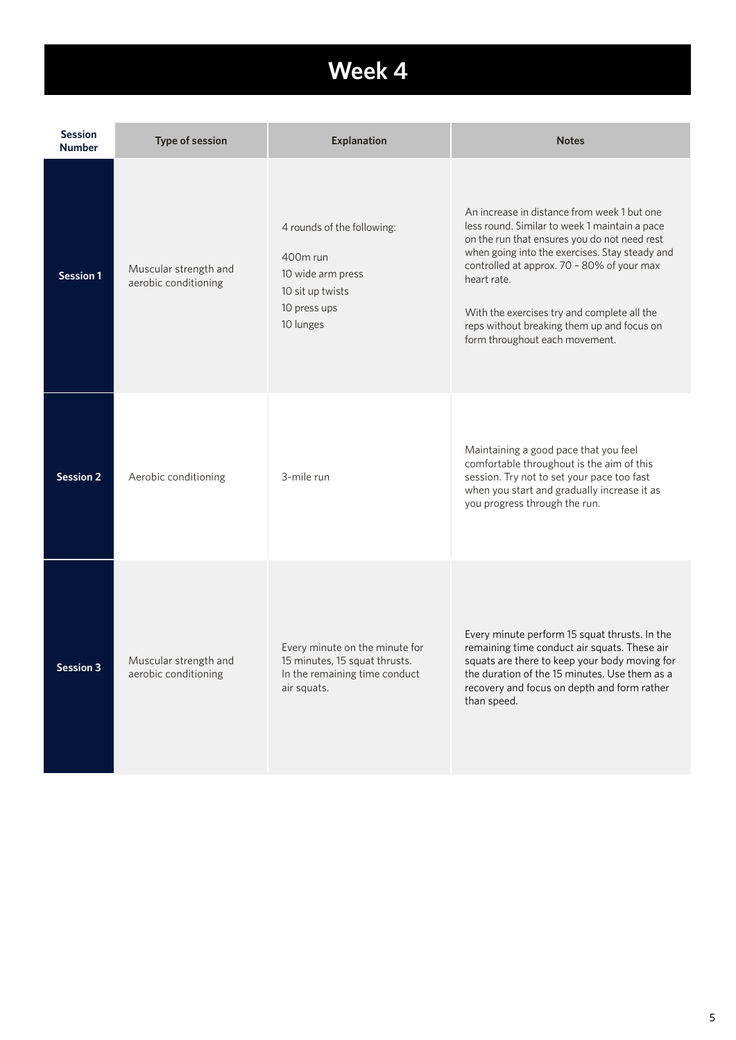# Week 4

| Session Number | Type of session | Explanation | Notes |
|---|---|---|---|
| **Session 1** | Muscular strength and aerobic conditioning | 4 rounds of the following:<br><br>400m run<br>10 wide arm press<br>10 sit up twists<br>10 press ups<br>10 lunges | An increase in distance from week 1 but one less round. Similar to week 1 maintain a pace on the run that ensures you do not need rest when going into the exercises. Stay steady and controlled at approx. 70 – 80% of your max heart rate.<br><br>With the exercises try and complete all the reps without breaking them up and focus on form throughout each movement. |
| **Session 2** | Aerobic conditioning | 3-mile run | Maintaining a good pace that you feel comfortable throughout is the aim of this session. Try not to set your pace too fast when you start and gradually increase it as you progress through the run. |
| **Session 3** | Muscular strength and aerobic conditioning | Every minute on the minute for 15 minutes, 15 squat thrusts. In the remaining time conduct air squats. | Every minute perform 15 squat thrusts. In the remaining time conduct air squats. These air squats are there to keep your body moving for the duration of the 15 minutes. Use them as a recovery and focus on depth and form rather than speed. |